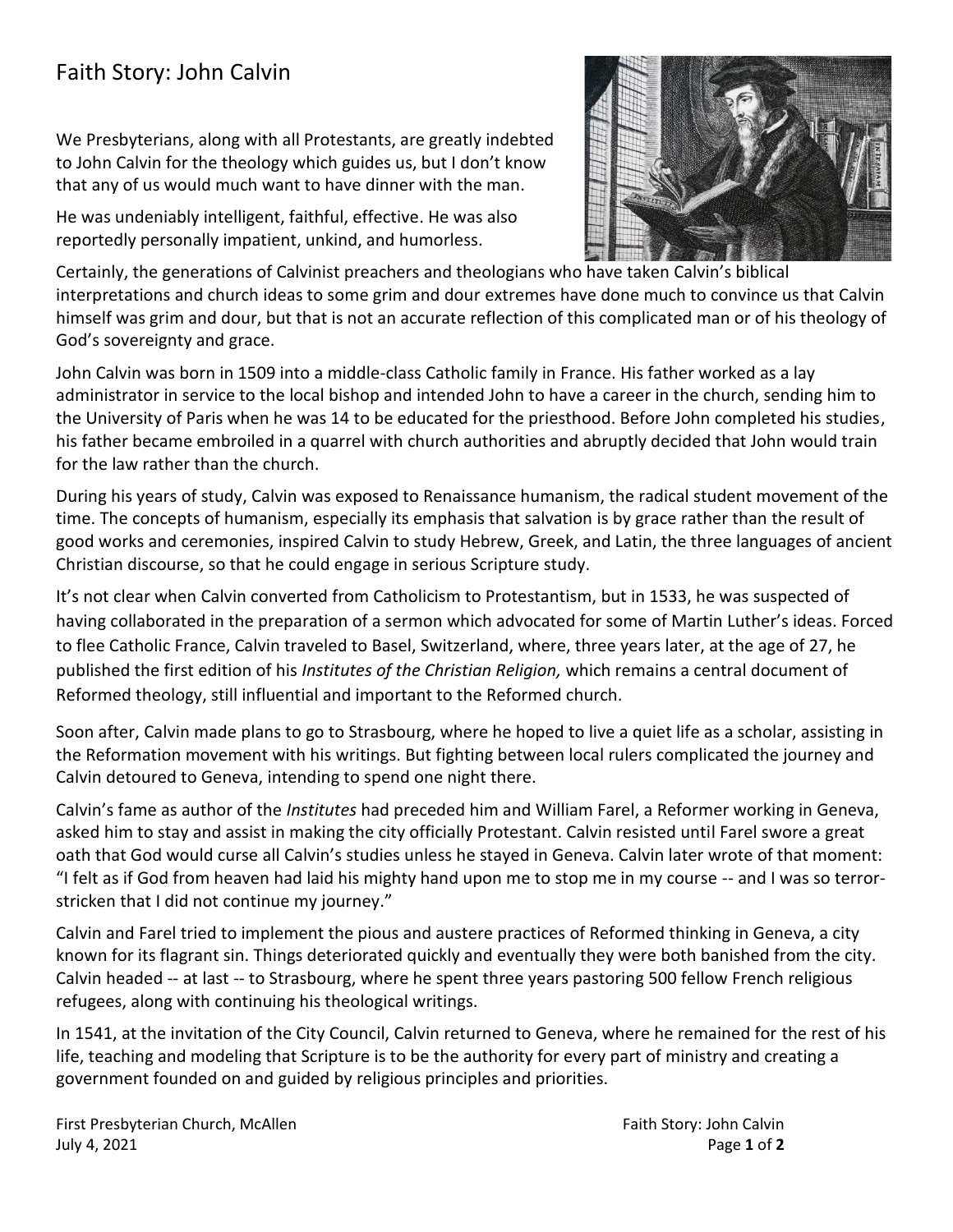# Faith Story: John Calvin

We Presbyterians, along with all Protestants, are greatly indebted to John Calvin for the theology which guides us, but I don't know that any of us would much want to have dinner with the man.

He was undeniably intelligent, faithful, effective. He was also reportedly personally impatient, unkind, and humorless.

Certainly, the generations of Calvinist preachers and theologians who have taken Calvin's biblical interpretations and church ideas to some grim and dour extremes have done much to convince us that Calvin himself was grim and dour, but that is not an accurate reflection of this complicated man or of his theology of God's sovereignty and grace.

John Calvin was born in 1509 into a middle-class Catholic family in France. His father worked as a lay administrator in service to the local bishop and intended John to have a career in the church, sending him to the University of Paris when he was 14 to be educated for the priesthood. Before John completed his studies, his father became embroiled in a quarrel with church authorities and abruptly decided that John would train for the law rather than the church.

During his years of study, Calvin was exposed to Renaissance humanism, the radical student movement of the time. The concepts of humanism, especially its emphasis that salvation is by grace rather than the result of good works and ceremonies, inspired Calvin to study Hebrew, Greek, and Latin, the three languages of ancient Christian discourse, so that he could engage in serious Scripture study.

It's not clear when Calvin converted from Catholicism to Protestantism, but in 1533, he was suspected of having collaborated in the preparation of a sermon which advocated for some of Martin Luther's ideas. Forced to flee Catholic France, Calvin traveled to Basel, Switzerland, where, three years later, at the age of 27, he published the first edition of his *Institutes of the Christian Religion,* which remains a central document of Reformed theology, still influential and important to the Reformed church.

Soon after, Calvin made plans to go to Strasbourg, where he hoped to live a quiet life as a scholar, assisting in the Reformation movement with his writings. But fighting between local rulers complicated the journey and Calvin detoured to Geneva, intending to spend one night there.

Calvin's fame as author of the *Institutes* had preceded him and William Farel, a Reformer working in Geneva, asked him to stay and assist in making the city officially Protestant. Calvin resisted until Farel swore a great oath that God would curse all Calvin's studies unless he stayed in Geneva. Calvin later wrote of that moment: "I felt as if God from heaven had laid his mighty hand upon me to stop me in my course -- and I was so terror-stricken that I did not continue my journey."

Calvin and Farel tried to implement the pious and austere practices of Reformed thinking in Geneva, a city known for its flagrant sin. Things deteriorated quickly and eventually they were both banished from the city. Calvin headed -- at last -- to Strasbourg, where he spent three years pastoring 500 fellow French religious refugees, along with continuing his theological writings.

In 1541, at the invitation of the City Council, Calvin returned to Geneva, where he remained for the rest of his life, teaching and modeling that Scripture is to be the authority for every part of ministry and creating a government founded on and guided by religious principles and priorities.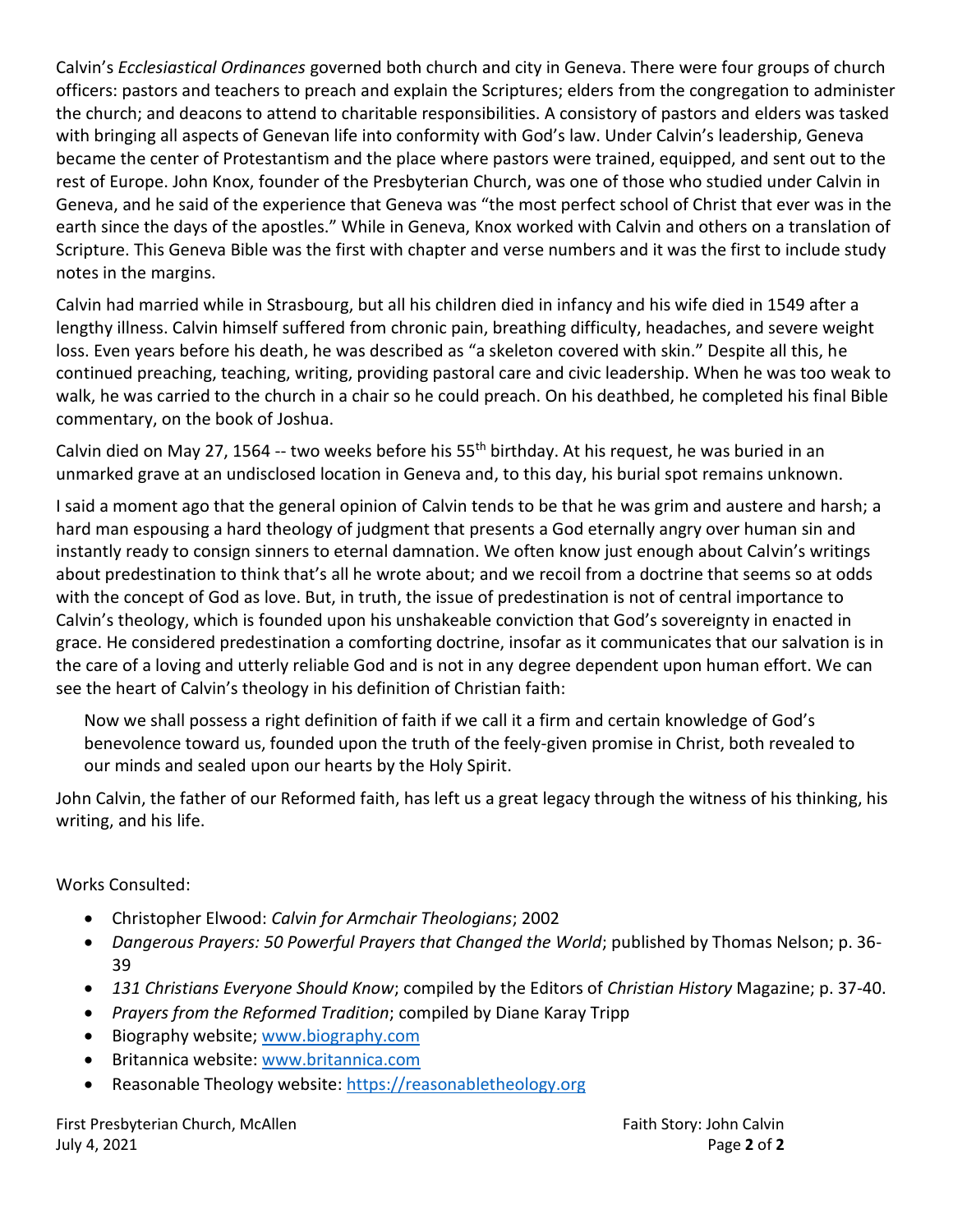Calvin's *Ecclesiastical Ordinances* governed both church and city in Geneva. There were four groups of church officers: pastors and teachers to preach and explain the Scriptures; elders from the congregation to administer the church; and deacons to attend to charitable responsibilities. A consistory of pastors and elders was tasked with bringing all aspects of Genevan life into conformity with God's law. Under Calvin's leadership, Geneva became the center of Protestantism and the place where pastors were trained, equipped, and sent out to the rest of Europe. John Knox, founder of the Presbyterian Church, was one of those who studied under Calvin in Geneva, and he said of the experience that Geneva was "the most perfect school of Christ that ever was in the earth since the days of the apostles." While in Geneva, Knox worked with Calvin and others on a translation of Scripture. This Geneva Bible was the first with chapter and verse numbers and it was the first to include study notes in the margins.

Calvin had married while in Strasbourg, but all his children died in infancy and his wife died in 1549 after a lengthy illness. Calvin himself suffered from chronic pain, breathing difficulty, headaches, and severe weight loss. Even years before his death, he was described as "a skeleton covered with skin." Despite all this, he continued preaching, teaching, writing, providing pastoral care and civic leadership. When he was too weak to walk, he was carried to the church in a chair so he could preach. On his deathbed, he completed his final Bible commentary, on the book of Joshua.

Calvin died on May 27, 1564 -- two weeks before his 55th birthday. At his request, he was buried in an unmarked grave at an undisclosed location in Geneva and, to this day, his burial spot remains unknown.

I said a moment ago that the general opinion of Calvin tends to be that he was grim and austere and harsh; a hard man espousing a hard theology of judgment that presents a God eternally angry over human sin and instantly ready to consign sinners to eternal damnation. We often know just enough about Calvin's writings about predestination to think that's all he wrote about; and we recoil from a doctrine that seems so at odds with the concept of God as love. But, in truth, the issue of predestination is not of central importance to Calvin's theology, which is founded upon his unshakeable conviction that God's sovereignty in enacted in grace. He considered predestination a comforting doctrine, insofar as it communicates that our salvation is in the care of a loving and utterly reliable God and is not in any degree dependent upon human effort. We can see the heart of Calvin's theology in his definition of Christian faith:

> Now we shall possess a right definition of faith if we call it a firm and certain knowledge of God's benevolence toward us, founded upon the truth of the feely-given promise in Christ, both revealed to our minds and sealed upon our hearts by the Holy Spirit.

John Calvin, the father of our Reformed faith, has left us a great legacy through the witness of his thinking, his writing, and his life.

Works Consulted:

- Christopher Elwood: *Calvin for Armchair Theologians*; 2002
- *Dangerous Prayers: 50 Powerful Prayers that Changed the World*; published by Thomas Nelson; p. 36-39
- *131 Christians Everyone Should Know*; compiled by the Editors of *Christian History* Magazine; p. 37-40.
- *Prayers from the Reformed Tradition*; compiled by Diane Karay Tripp
- Biography website; www.biography.com
- Britannica website: www.britannica.com
- Reasonable Theology website: https://reasonabletheology.org